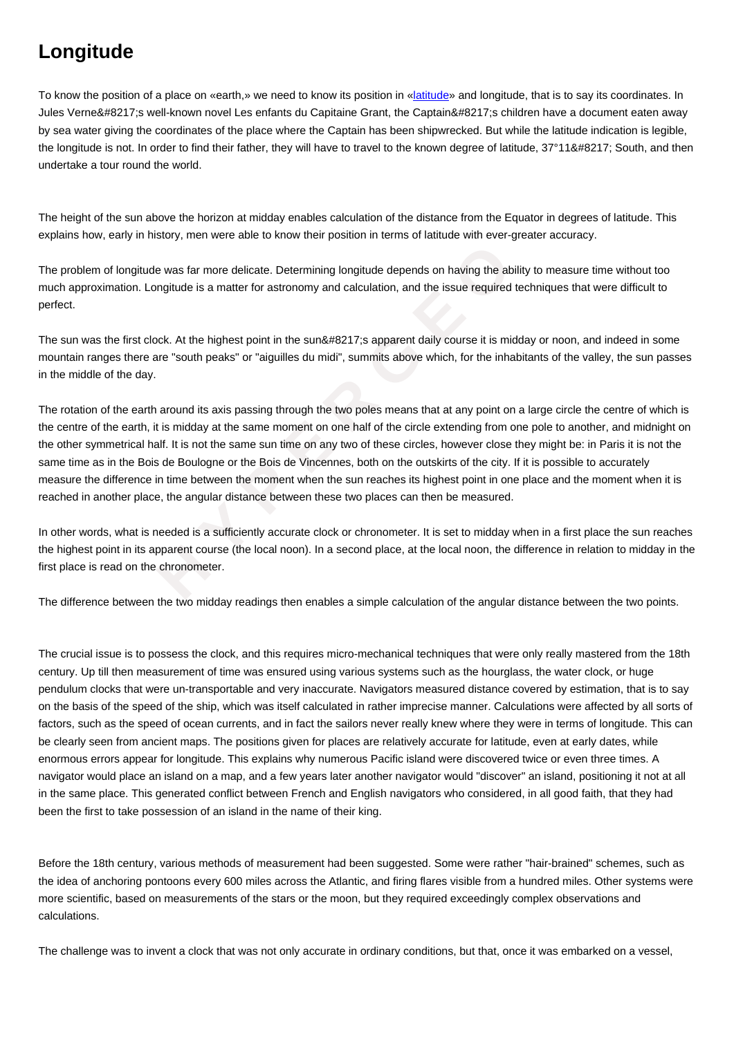# Longitude

To know the position of a place on «earth,» we need to know its position in «latitude» and longitude, that is to say its coordinates. In Jules Verne&#8217;s well-known novel Les enfants du Capitaine Grant, the Captain&#8217;s children have a document eaten away by sea water giving the coordinates of the place where the Captain has been shipwrecked. But while the latitude indication is legible, the longitude is not. In order to find their father, they will have to travel to the known degree of latitude, 37°11&#8217; South, and then undertake a tour round the world.

The height of the sun above the horizon at midday enables calculation of the distance from the Equator in degrees of latitude. This explains how, early in history, men were able to know their position in terms of latitude with ever-greater accuracy.

The problem of longitude was far more delicate. Determining longitude depends on having the ability to measure time without too much approximation. Longitude is a matter for astronomy and calculation, and the issue required techniques that were difficult to perfect.

The sun was the first clock. At the highest point in the sun&#8217;s apparent daily course it is midday or noon, and indeed in some mountain ranges there are "south peaks" or "aiguilles du midi", summits above which, for the inhabitants of the valley, the sun passes in the middle of the day.

The rotation of the earth around its axis passing through the two poles means that at any point on a large circle the centre of which is the centre of the earth, it is midday at the same moment on one half of the circle extending from one pole to another, and midnight on the other symmetrical half. It is not the same sun time on any two of these circles, however close they might be: in Paris it is not the same time as in the Bois de Boulogne or the Bois de Vincennes, both on the outskirts of the city. If it is possible to accurately measure the difference in time between the moment when the sun reaches its highest point in one place and the moment when it is reached in another place, the angular distance between these two places can then be measured.

In other words, what is needed is a sufficiently accurate clock or chronometer. It is set to midday when in a first place the sun reaches the highest point in its apparent course (the local noon). In a second place, at the local noon, the difference in relation to midday in the first place is read on the chronometer.

The difference between the two midday readings then enables a simple calculation of the angular distance between the two points.

The crucial issue is to possess the clock, and this requires micro-mechanical techniques that were only really mastered from the 18th century. Up till then measurement of time was ensured using various systems such as the hourglass, the water clock, or huge pendulum clocks that were un-transportable and very inaccurate. Navigators measured distance covered by estimation, that is to say on the basis of the speed of the ship, which was itself calculated in rather imprecise manner. Calculations were affected by all sorts of factors, such as the speed of ocean currents, and in fact the sailors never really knew where they were in terms of longitude. This can be clearly seen from ancient maps. The positions given for places are relatively accurate for latitude, even at early dates, while enormous errors appear for longitude. This explains why numerous Pacific island were discovered twice or even three times. A navigator would place an island on a map, and a few years later another navigator would "discover" an island, positioning it not at all in the same place. This generated conflict between French and English navigators who considered, in all good faith, that they had been the first to take possession of an island in the name of their king.

Before the 18th century, various methods of measurement had been suggested. Some were rather "hair-brained" schemes, such as the idea of anchoring pontoons every 600 miles across the Atlantic, and firing flares visible from a hundred miles. Other systems were more scientific, based on measurements of the stars or the moon, but they required exceedingly complex observations and calculations.

The challenge was to invent a clock that was not only accurate in ordinary conditions, but that, once it was embarked on a vessel,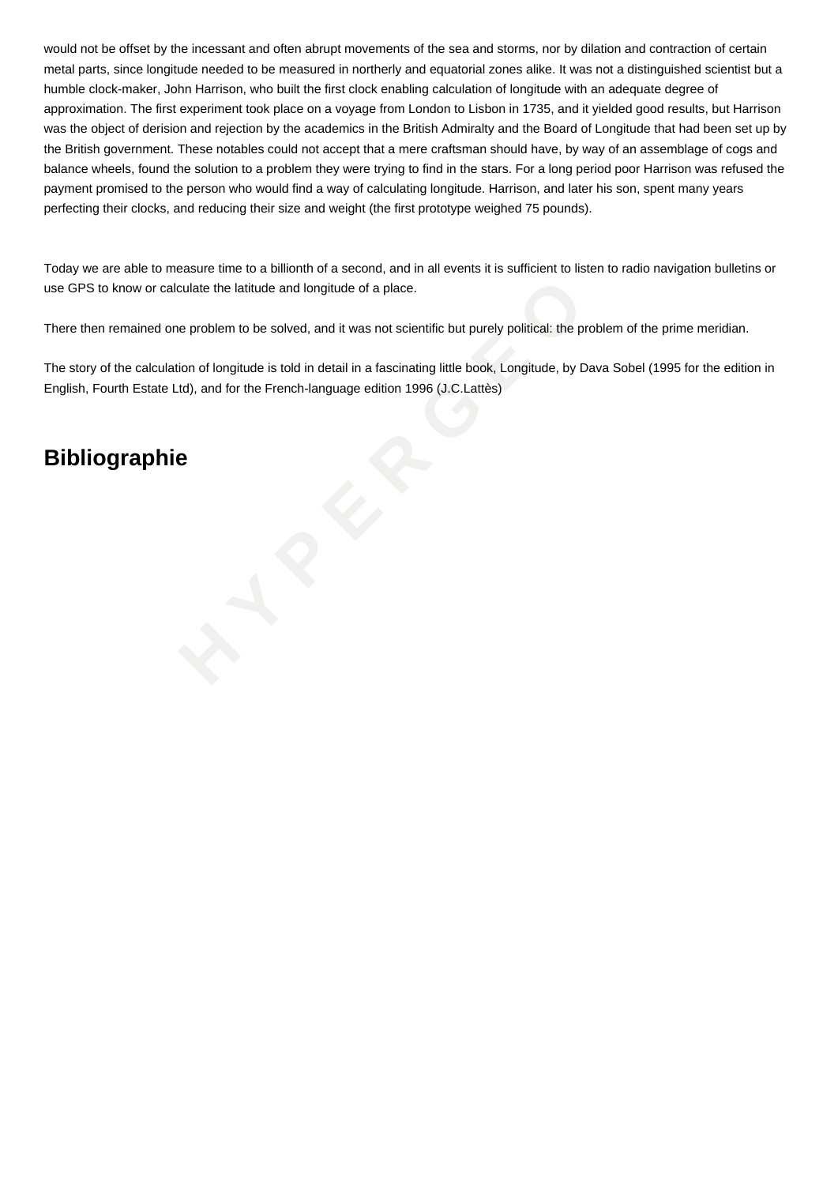would not be offset by the incessant and often abrupt movements of the sea and storms, nor by dilation and contraction of certain metal parts, since longitude needed to be measured in northerly and equatorial zones alike. It was not a distinguished scientist but a humble clock-maker, John Harrison, who built the first clock enabling calculation of longitude with an adequate degree of approximation. The first experiment took place on a voyage from London to Lisbon in 1735, and it yielded good results, but Harrison was the object of derision and rejection by the academics in the British Admiralty and the Board of Longitude that had been set up by the British government. These notables could not accept that a mere craftsman should have, by way of an assemblage of cogs and balance wheels, found the solution to a problem they were trying to find in the stars. For a long period poor Harrison was refused the payment promised to the person who would find a way of calculating longitude. Harrison, and later his son, spent many years perfecting their clocks, and reducing their size and weight (the first prototype weighed 75 pounds).

Today we are able to measure time to a billionth of a second, and in all events it is sufficient to listen to radio navigation bulletins or use GPS to know or calculate the latitude and longitude of a place.

There then remained one problem to be solved, and it was not scientific but purely political: the problem of the prime meridian.

The story of the calculation of longitude is told in detail in a fascinating little book, Longitude, by Dava Sobel (1995 for the edition in English, Fourth Estate Ltd), and for the French-language edition 1996 (J.C.Lattès)

## Bibliographie